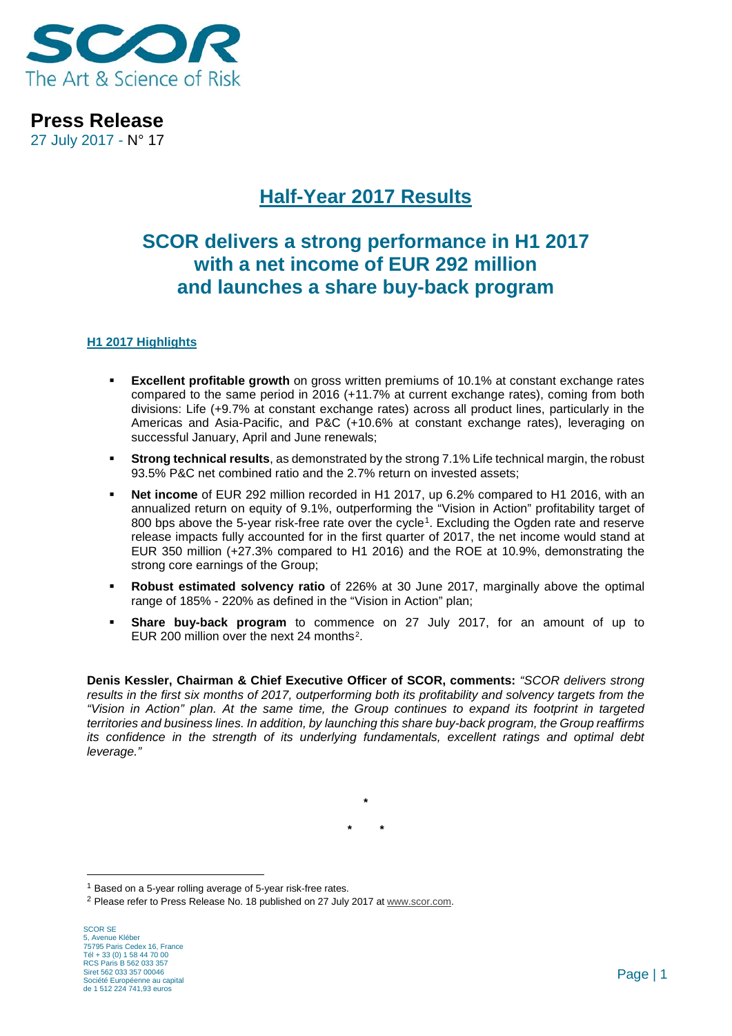**Press Release**
27 July 2017 - N° 17

# Half-Year 2017 Results

## SCOR delivers a strong performance in H1 2017 with a net income of EUR 292 million and launches a share buy-back program

### H1 2017 Highlights

- **Excellent profitable growth** on gross written premiums of 10.1% at constant exchange rates compared to the same period in 2016 (+11.7% at current exchange rates), coming from both divisions: Life (+9.7% at constant exchange rates) across all product lines, particularly in the Americas and Asia-Pacific, and P&C (+10.6% at constant exchange rates), leveraging on successful January, April and June renewals;
- **Strong technical results**, as demonstrated by the strong 7.1% Life technical margin, the robust 93.5% P&C net combined ratio and the 2.7% return on invested assets;
- **Net income** of EUR 292 million recorded in H1 2017, up 6.2% compared to H1 2016, with an annualized return on equity of 9.1%, outperforming the "Vision in Action" profitability target of 800 bps above the 5-year risk-free rate over the cycle[1]. Excluding the Ogden rate and reserve release impacts fully accounted for in the first quarter of 2017, the net income would stand at EUR 350 million (+27.3% compared to H1 2016) and the ROE at 10.9%, demonstrating the strong core earnings of the Group;
- **Robust estimated solvency ratio** of 226% at 30 June 2017, marginally above the optimal range of 185% - 220% as defined in the "Vision in Action" plan;
- **Share buy-back program** to commence on 27 July 2017, for an amount of up to EUR 200 million over the next 24 months[2].

**Denis Kessler, Chairman & Chief Executive Officer of SCOR, comments:** *"SCOR delivers strong results in the first six months of 2017, outperforming both its profitability and solvency targets from the "Vision in Action" plan. At the same time, the Group continues to expand its footprint in targeted territories and business lines. In addition, by launching this share buy-back program, the Group reaffirms its confidence in the strength of its underlying fundamentals, excellent ratings and optimal debt leverage."*

\*

\* \*

[1] Based on a 5-year rolling average of 5-year risk-free rates.

[2] Please refer to Press Release No. 18 published on 27 July 2017 at www.scor.com.

SCOR SE
5, Avenue Kléber
75795 Paris Cedex 16, France
Tél + 33 (0) 1 58 44 70 00
RCS Paris B 562 033 357
Siret 562 033 357 00046
Société Européenne au capital
de 1 512 224 741,93 euros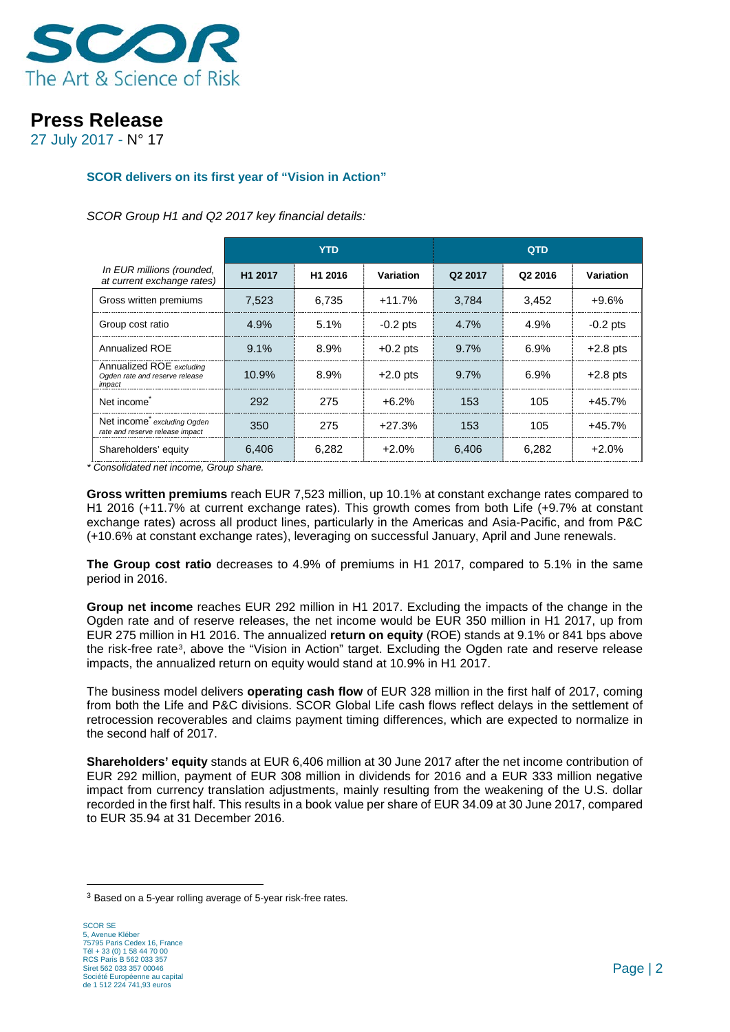# Press Release

27 July 2017 - N° 17

**SCOR delivers on its first year of "Vision in Action"**

*SCOR Group H1 and Q2 2017 key financial details:*

| *In EUR millions (rounded, at current exchange rates)* | YTD | | | QTD | | |
|---|---|---|---|---|---|---|
| | H1 2017 | H1 2016 | Variation | Q2 2017 | Q2 2016 | Variation |
| Gross written premiums | 7,523 | 6,735 | +11.7% | 3,784 | 3,452 | +9.6% |
| Group cost ratio | 4.9% | 5.1% | -0.2 pts | 4.7% | 4.9% | -0.2 pts |
| Annualized ROE | 9.1% | 8.9% | +0.2 pts | 9.7% | 6.9% | +2.8 pts |
| Annualized ROE *excluding Ogden rate and reserve release impact* | 10.9% | 8.9% | +2.0 pts | 9.7% | 6.9% | +2.8 pts |
| Net income* | 292 | 275 | +6.2% | 153 | 105 | +45.7% |
| Net income* *excluding Ogden rate and reserve release impact* | 350 | 275 | +27.3% | 153 | 105 | +45.7% |
| Shareholders' equity | 6,406 | 6,282 | +2.0% | 6,406 | 6,282 | +2.0% |

*\* Consolidated net income, Group share.*

**Gross written premiums** reach EUR 7,523 million, up 10.1% at constant exchange rates compared to H1 2016 (+11.7% at current exchange rates). This growth comes from both Life (+9.7% at constant exchange rates) across all product lines, particularly in the Americas and Asia-Pacific, and from P&C (+10.6% at constant exchange rates), leveraging on successful January, April and June renewals.

**The Group cost ratio** decreases to 4.9% of premiums in H1 2017, compared to 5.1% in the same period in 2016.

**Group net income** reaches EUR 292 million in H1 2017. Excluding the impacts of the change in the Ogden rate and of reserve releases, the net income would be EUR 350 million in H1 2017, up from EUR 275 million in H1 2016. The annualized **return on equity** (ROE) stands at 9.1% or 841 bps above the risk-free rate[3], above the "Vision in Action" target. Excluding the Ogden rate and reserve release impacts, the annualized return on equity would stand at 10.9% in H1 2017.

The business model delivers **operating cash flow** of EUR 328 million in the first half of 2017, coming from both the Life and P&C divisions. SCOR Global Life cash flows reflect delays in the settlement of retrocession recoverables and claims payment timing differences, which are expected to normalize in the second half of 2017.

**Shareholders' equity** stands at EUR 6,406 million at 30 June 2017 after the net income contribution of EUR 292 million, payment of EUR 308 million in dividends for 2016 and a EUR 333 million negative impact from currency translation adjustments, mainly resulting from the weakening of the U.S. dollar recorded in the first half. This results in a book value per share of EUR 34.09 at 30 June 2017, compared to EUR 35.94 at 31 December 2016.

---

[3] Based on a 5-year rolling average of 5-year risk-free rates.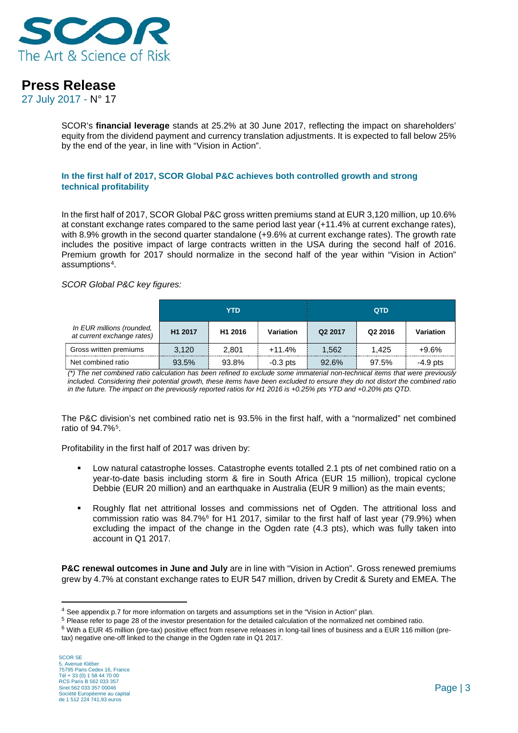SCOR's **financial leverage** stands at 25.2% at 30 June 2017, reflecting the impact on shareholders' equity from the dividend payment and currency translation adjustments. It is expected to fall below 25% by the end of the year, in line with "Vision in Action".

### In the first half of 2017, SCOR Global P&C achieves both controlled growth and strong technical profitability

In the first half of 2017, SCOR Global P&C gross written premiums stand at EUR 3,120 million, up 10.6% at constant exchange rates compared to the same period last year (+11.4% at current exchange rates), with 8.9% growth in the second quarter standalone (+9.6% at current exchange rates). The growth rate includes the positive impact of large contracts written in the USA during the second half of 2016. Premium growth for 2017 should normalize in the second half of the year within "Vision in Action" assumptions[4].

*SCOR Global P&C key figures:*

| | YTD | | | QTD | | |
|---|---|---|---|---|---|---|
| *In EUR millions (rounded, at current exchange rates)* | H1 2017 | H1 2016 | Variation | Q2 2017 | Q2 2016 | Variation |
| Gross written premiums | 3,120 | 2,801 | +11.4% | 1,562 | 1,425 | +9.6% |
| Net combined ratio | 93.5% | 93.8% | -0.3 pts | 92.6% | 97.5% | -4.9 pts |

*(\*) The net combined ratio calculation has been refined to exclude some immaterial non-technical items that were previously included. Considering their potential growth, these items have been excluded to ensure they do not distort the combined ratio in the future. The impact on the previously reported ratios for H1 2016 is +0.25% pts YTD and +0.20% pts QTD.*

The P&C division's net combined ratio net is 93.5% in the first half, with a "normalized" net combined ratio of 94.7%[5].

Profitability in the first half of 2017 was driven by:

- Low natural catastrophe losses. Catastrophe events totalled 2.1 pts of net combined ratio on a year-to-date basis including storm & fire in South Africa (EUR 15 million), tropical cyclone Debbie (EUR 20 million) and an earthquake in Australia (EUR 9 million) as the main events;
- Roughly flat net attritional losses and commissions net of Ogden. The attritional loss and commission ratio was 84.7%[6] for H1 2017, similar to the first half of last year (79.9%) when excluding the impact of the change in the Ogden rate (4.3 pts), which was fully taken into account in Q1 2017.

**P&C renewal outcomes in June and July** are in line with "Vision in Action". Gross renewed premiums grew by 4.7% at constant exchange rates to EUR 547 million, driven by Credit & Surety and EMEA. The

---

[4] See appendix p.7 for more information on targets and assumptions set in the "Vision in Action" plan.

[5] Please refer to page 28 of the investor presentation for the detailed calculation of the normalized net combined ratio.

[6] With a EUR 45 million (pre-tax) positive effect from reserve releases in long-tail lines of business and a EUR 116 million (pre-tax) negative one-off linked to the change in the Ogden rate in Q1 2017.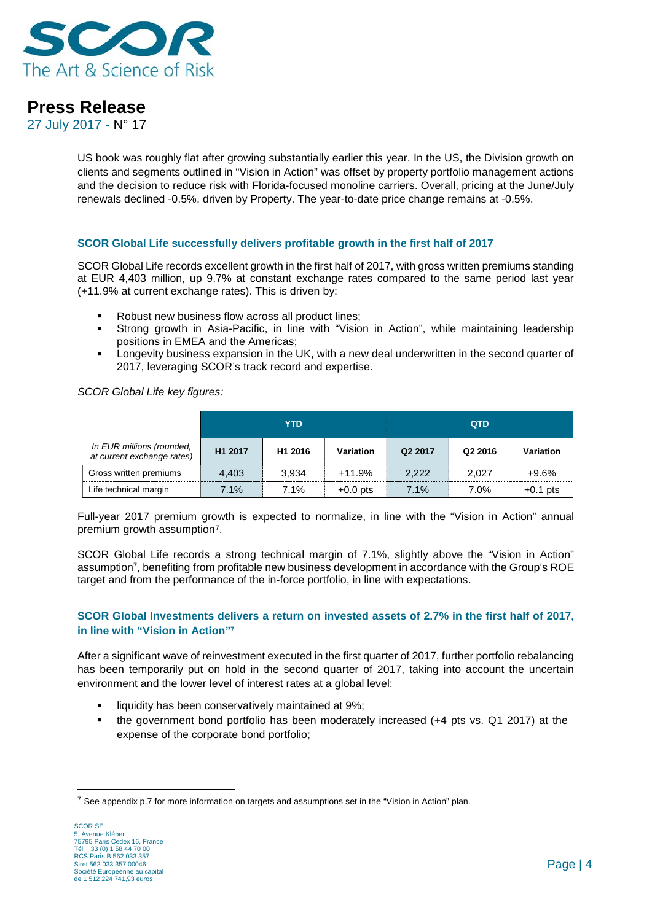US book was roughly flat after growing substantially earlier this year. In the US, the Division growth on clients and segments outlined in "Vision in Action" was offset by property portfolio management actions and the decision to reduce risk with Florida-focused monoline carriers. Overall, pricing at the June/July renewals declined -0.5%, driven by Property. The year-to-date price change remains at -0.5%.

### SCOR Global Life successfully delivers profitable growth in the first half of 2017

SCOR Global Life records excellent growth in the first half of 2017, with gross written premiums standing at EUR 4,403 million, up 9.7% at constant exchange rates compared to the same period last year (+11.9% at current exchange rates). This is driven by:

- Robust new business flow across all product lines;
- Strong growth in Asia-Pacific, in line with "Vision in Action", while maintaining leadership positions in EMEA and the Americas;
- Longevity business expansion in the UK, with a new deal underwritten in the second quarter of 2017, leveraging SCOR's track record and expertise.

*SCOR Global Life key figures:*

| | YTD | | | QTD | | |
|---|---|---|---|---|---|---|
| *In EUR millions (rounded, at current exchange rates)* | H1 2017 | H1 2016 | Variation | Q2 2017 | Q2 2016 | Variation |
| Gross written premiums | 4,403 | 3,934 | +11.9% | 2,222 | 2,027 | +9.6% |
| Life technical margin | 7.1% | 7.1% | +0.0 pts | 7.1% | 7.0% | +0.1 pts |

Full-year 2017 premium growth is expected to normalize, in line with the "Vision in Action" annual premium growth assumption[7].

SCOR Global Life records a strong technical margin of 7.1%, slightly above the "Vision in Action" assumption[7], benefiting from profitable new business development in accordance with the Group's ROE target and from the performance of the in-force portfolio, in line with expectations.

### SCOR Global Investments delivers a return on invested assets of 2.7% in the first half of 2017, in line with "Vision in Action"[7]

After a significant wave of reinvestment executed in the first quarter of 2017, further portfolio rebalancing has been temporarily put on hold in the second quarter of 2017, taking into account the uncertain environment and the lower level of interest rates at a global level:

- liquidity has been conservatively maintained at 9%;
- the government bond portfolio has been moderately increased (+4 pts vs. Q1 2017) at the expense of the corporate bond portfolio;

---

[7] See appendix p.7 for more information on targets and assumptions set in the "Vision in Action" plan.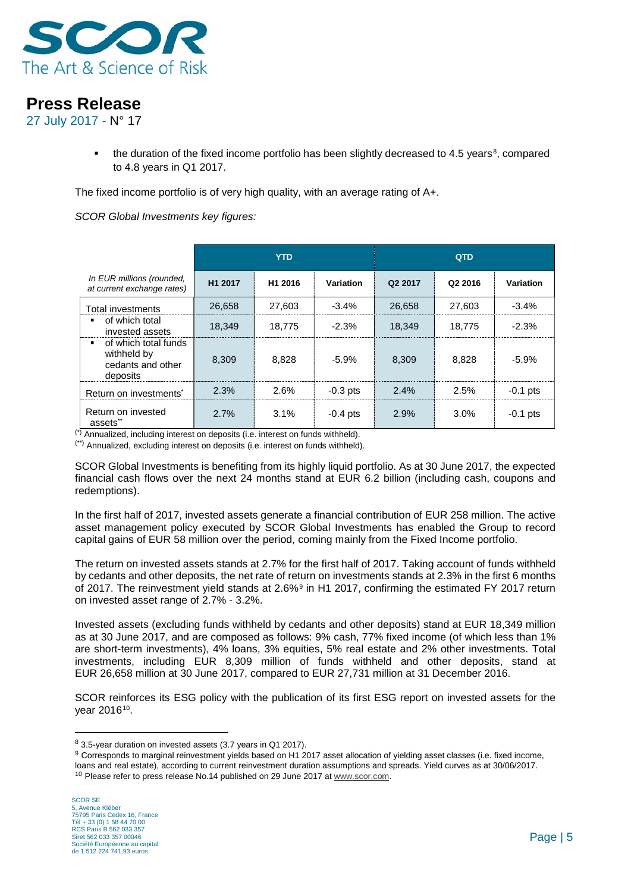- the duration of the fixed income portfolio has been slightly decreased to 4.5 years[8], compared to 4.8 years in Q1 2017.

The fixed income portfolio is of very high quality, with an average rating of A+.

*SCOR Global Investments key figures:*

| *In EUR millions (rounded, at current exchange rates)* | YTD | | | QTD | | |
|---|---|---|---|---|---|---|
| | **H1 2017** | **H1 2016** | **Variation** | **Q2 2017** | **Q2 2016** | **Variation** |
| Total investments | 26,658 | 27,603 | -3.4% | 26,658 | 27,603 | -3.4% |
| ▪ of which total invested assets | 18,349 | 18,775 | -2.3% | 18,349 | 18,775 | -2.3% |
| ▪ of which total funds withheld by cedants and other deposits | 8,309 | 8,828 | -5.9% | 8,309 | 8,828 | -5.9% |
| Return on investments* | 2.3% | 2.6% | -0.3 pts | 2.4% | 2.5% | -0.1 pts |
| Return on invested assets** | 2.7% | 3.1% | -0.4 pts | 2.9% | 3.0% | -0.1 pts |

(*) Annualized, including interest on deposits (i.e. interest on funds withheld).

(**) Annualized, excluding interest on deposits (i.e. interest on funds withheld).

SCOR Global Investments is benefiting from its highly liquid portfolio. As at 30 June 2017, the expected financial cash flows over the next 24 months stand at EUR 6.2 billion (including cash, coupons and redemptions).

In the first half of 2017, invested assets generate a financial contribution of EUR 258 million. The active asset management policy executed by SCOR Global Investments has enabled the Group to record capital gains of EUR 58 million over the period, coming mainly from the Fixed Income portfolio.

The return on invested assets stands at 2.7% for the first half of 2017. Taking account of funds withheld by cedants and other deposits, the net rate of return on investments stands at 2.3% in the first 6 months of 2017. The reinvestment yield stands at 2.6%[9] in H1 2017, confirming the estimated FY 2017 return on invested asset range of 2.7% - 3.2%.

Invested assets (excluding funds withheld by cedants and other deposits) stand at EUR 18,349 million as at 30 June 2017, and are composed as follows: 9% cash, 77% fixed income (of which less than 1% are short-term investments), 4% loans, 3% equities, 5% real estate and 2% other investments. Total investments, including EUR 8,309 million of funds withheld and other deposits, stand at EUR 26,658 million at 30 June 2017, compared to EUR 27,731 million at 31 December 2016.

SCOR reinforces its ESG policy with the publication of its first ESG report on invested assets for the year 2016[10].

---

[8] 3.5-year duration on invested assets (3.7 years in Q1 2017).

[9] Corresponds to marginal reinvestment yields based on H1 2017 asset allocation of yielding asset classes (i.e. fixed income, loans and real estate), according to current reinvestment duration assumptions and spreads. Yield curves as at 30/06/2017.

[10] Please refer to press release No.14 published on 29 June 2017 at www.scor.com.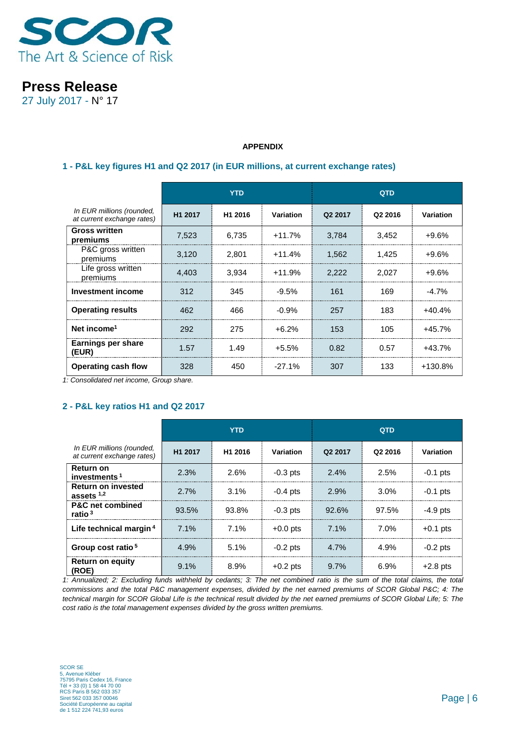# Press Release

27 July 2017 - N° 17

**APPENDIX**

## 1 - P&L key figures H1 and Q2 2017 (in EUR millions, at current exchange rates)

| *In EUR millions (rounded, at current exchange rates)* | YTD | | | QTD | | |
|---|---|---|---|---|---|---|
| | H1 2017 | H1 2016 | Variation | Q2 2017 | Q2 2016 | Variation |
| **Gross written premiums** | 7,523 | 6,735 | +11.7% | 3,784 | 3,452 | +9.6% |
| P&C gross written premiums | 3,120 | 2,801 | +11.4% | 1,562 | 1,425 | +9.6% |
| Life gross written premiums | 4,403 | 3,934 | +11.9% | 2,222 | 2,027 | +9.6% |
| **Investment income** | 312 | 345 | -9.5% | 161 | 169 | -4.7% |
| **Operating results** | 462 | 466 | -0.9% | 257 | 183 | +40.4% |
| **Net income**[1] | 292 | 275 | +6.2% | 153 | 105 | +45.7% |
| **Earnings per share (EUR)** | 1.57 | 1.49 | +5.5% | 0.82 | 0.57 | +43.7% |
| **Operating cash flow** | 328 | 450 | -27.1% | 307 | 133 | +130.8% |

*1: Consolidated net income, Group share.*

## 2 - P&L key ratios H1 and Q2 2017

| *In EUR millions (rounded, at current exchange rates)* | YTD | | | QTD | | |
|---|---|---|---|---|---|---|
| | H1 2017 | H1 2016 | Variation | Q2 2017 | Q2 2016 | Variation |
| **Return on investments**[1] | 2.3% | 2.6% | -0.3 pts | 2.4% | 2.5% | -0.1 pts |
| **Return on invested assets**[1,2] | 2.7% | 3.1% | -0.4 pts | 2.9% | 3.0% | -0.1 pts |
| **P&C net combined ratio**[3] | 93.5% | 93.8% | -0.3 pts | 92.6% | 97.5% | -4.9 pts |
| **Life technical margin**[4] | 7.1% | 7.1% | +0.0 pts | 7.1% | 7.0% | +0.1 pts |
| **Group cost ratio**[5] | 4.9% | 5.1% | -0.2 pts | 4.7% | 4.9% | -0.2 pts |
| **Return on equity (ROE)** | 9.1% | 8.9% | +0.2 pts | 9.7% | 6.9% | +2.8 pts |

*1: Annualized; 2: Excluding funds withheld by cedants; 3: The net combined ratio is the sum of the total claims, the total commissions and the total P&C management expenses, divided by the net earned premiums of SCOR Global P&C; 4: The technical margin for SCOR Global Life is the technical result divided by the net earned premiums of SCOR Global Life; 5: The cost ratio is the total management expenses divided by the gross written premiums.*

SCOR SE
5, Avenue Kléber
75795 Paris Cedex 16, France
Tél + 33 (0) 1 58 44 70 00
RCS Paris B 562 033 357
Siret 562 033 357 00046
Société Européenne au capital
de 1 512 224 741,93 euros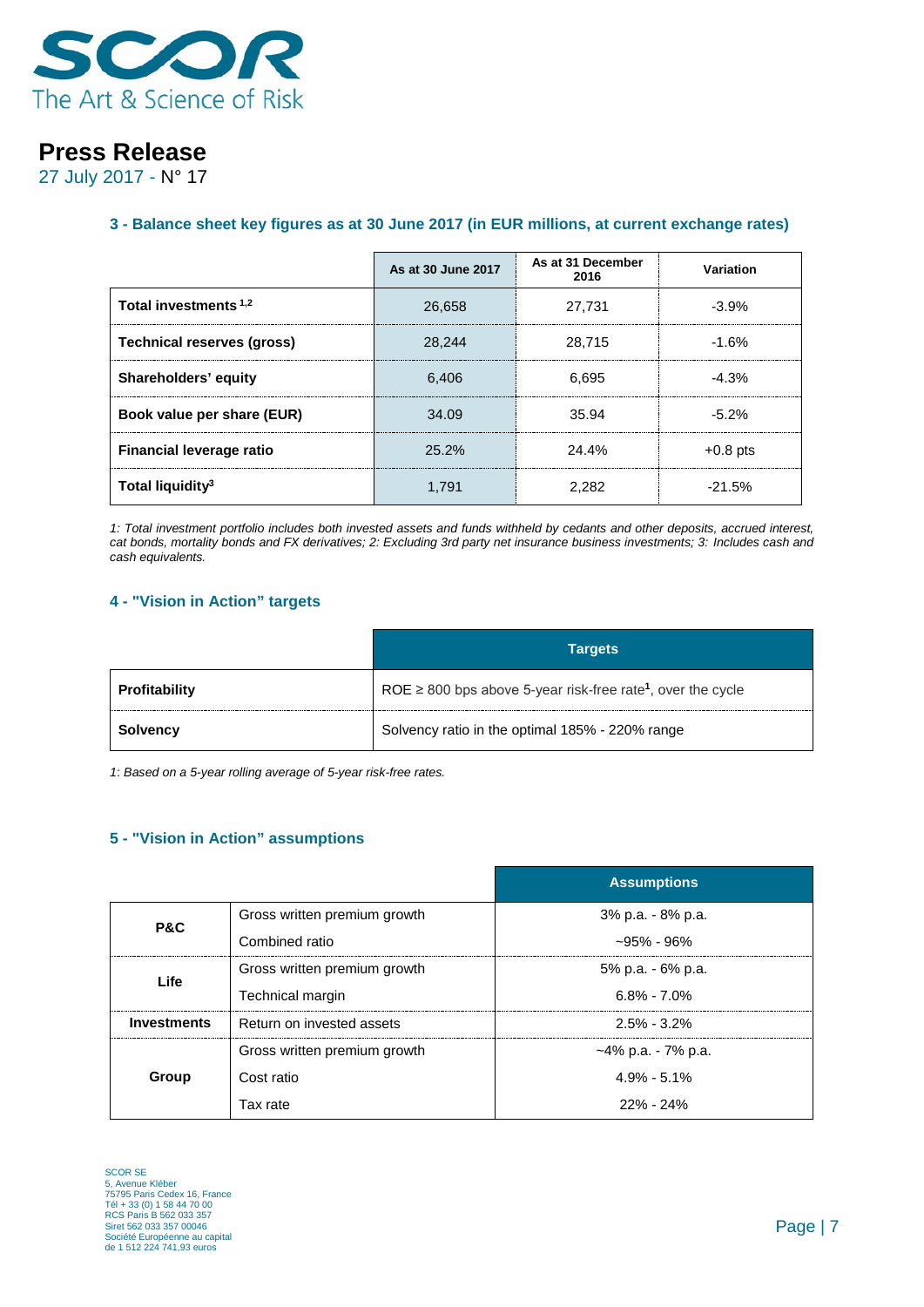## Press Release

27 July 2017 - N° 17

### 3 - Balance sheet key figures as at 30 June 2017 (in EUR millions, at current exchange rates)

| | As at 30 June 2017 | As at 31 December 2016 | Variation |
|---|---|---|---|
| **Total investments** [1,2] | 26,658 | 27,731 | -3.9% |
| **Technical reserves (gross)** | 28,244 | 28,715 | -1.6% |
| **Shareholders' equity** | 6,406 | 6,695 | -4.3% |
| **Book value per share (EUR)** | 34.09 | 35.94 | -5.2% |
| **Financial leverage ratio** | 25.2% | 24.4% | +0.8 pts |
| **Total liquidity**[3] | 1,791 | 2,282 | -21.5% |

*1: Total investment portfolio includes both invested assets and funds withheld by cedants and other deposits, accrued interest, cat bonds, mortality bonds and FX derivatives; 2: Excluding 3rd party net insurance business investments; 3: Includes cash and cash equivalents.*

### 4 - "Vision in Action" targets

| | Targets |
|---|---|
| **Profitability** | ROE ≥ 800 bps above 5-year risk-free rate[1], over the cycle |
| **Solvency** | Solvency ratio in the optimal 185% - 220% range |

*1: Based on a 5-year rolling average of 5-year risk-free rates.*

### 5 - "Vision in Action" assumptions

| | | Assumptions |
|---|---|---|
| **P&C** | Gross written premium growth | 3% p.a. - 8% p.a. |
| | Combined ratio | ~95% - 96% |
| **Life** | Gross written premium growth | 5% p.a. - 6% p.a. |
| | Technical margin | 6.8% - 7.0% |
| **Investments** | Return on invested assets | 2.5% - 3.2% |
| **Group** | Gross written premium growth | ~4% p.a. - 7% p.a. |
| | Cost ratio | 4.9% - 5.1% |
| | Tax rate | 22% - 24% |

SCOR SE
5, Avenue Kléber
75795 Paris Cedex 16, France
Tél + 33 (0) 1 58 44 70 00
RCS Paris B 562 033 357
Siret 562 033 357 00046
Société Européenne au capital
de 1 512 224 741,93 euros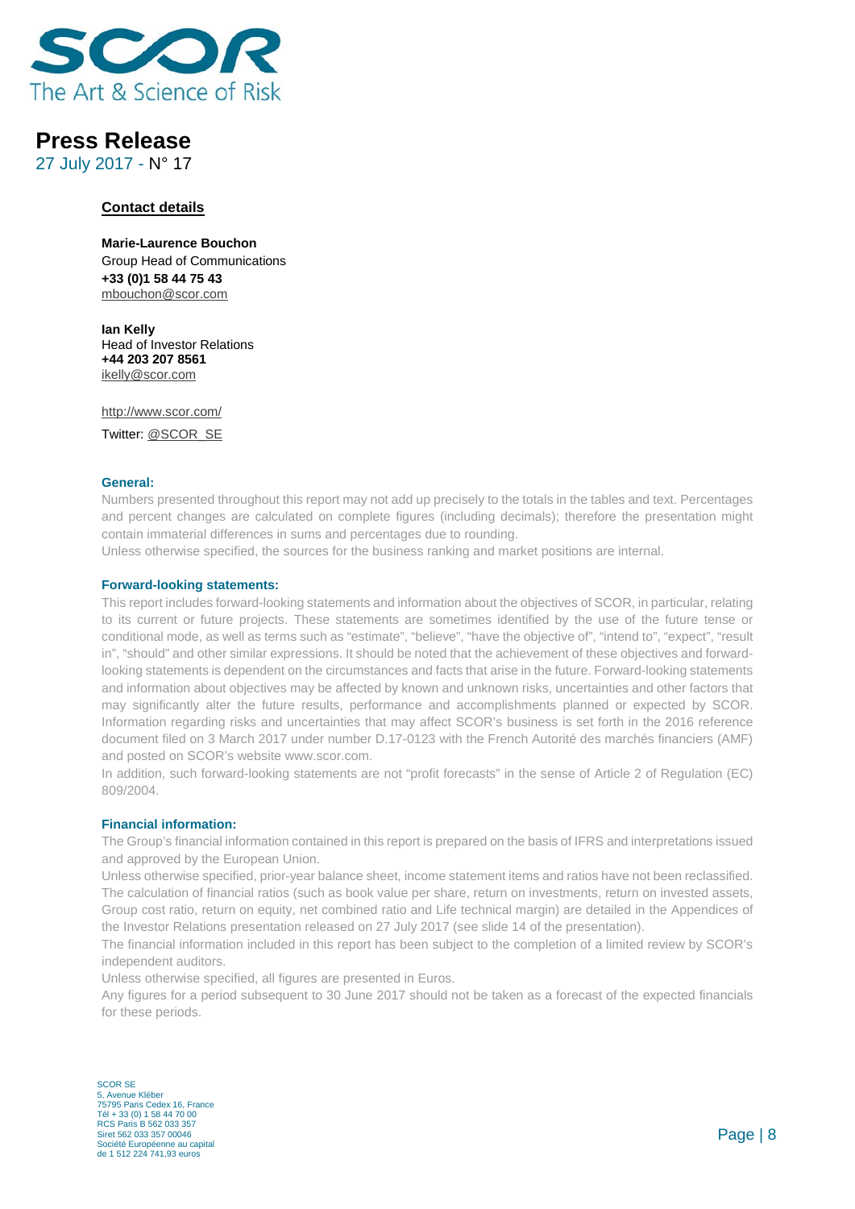SCOR

The Art & Science of Risk

# Press Release

27 July 2017 - N° 17

**Contact details**

**Marie-Laurence Bouchon**
Group Head of Communications
**+33 (0)1 58 44 75 43**
mbouchon@scor.com

**Ian Kelly**
Head of Investor Relations
**+44 203 207 8561**
ikelly@scor.com

http://www.scor.com/

Twitter: @SCOR_SE

### General:

Numbers presented throughout this report may not add up precisely to the totals in the tables and text. Percentages and percent changes are calculated on complete figures (including decimals); therefore the presentation might contain immaterial differences in sums and percentages due to rounding.

Unless otherwise specified, the sources for the business ranking and market positions are internal.

### Forward-looking statements:

This report includes forward-looking statements and information about the objectives of SCOR, in particular, relating to its current or future projects. These statements are sometimes identified by the use of the future tense or conditional mode, as well as terms such as "estimate", "believe", "have the objective of", "intend to", "expect", "result in", "should" and other similar expressions. It should be noted that the achievement of these objectives and forward-looking statements is dependent on the circumstances and facts that arise in the future. Forward-looking statements and information about objectives may be affected by known and unknown risks, uncertainties and other factors that may significantly alter the future results, performance and accomplishments planned or expected by SCOR. Information regarding risks and uncertainties that may affect SCOR's business is set forth in the 2016 reference document filed on 3 March 2017 under number D.17-0123 with the French Autorité des marchés financiers (AMF) and posted on SCOR's website www.scor.com.

In addition, such forward-looking statements are not "profit forecasts" in the sense of Article 2 of Regulation (EC) 809/2004.

### Financial information:

The Group's financial information contained in this report is prepared on the basis of IFRS and interpretations issued and approved by the European Union.

Unless otherwise specified, prior-year balance sheet, income statement items and ratios have not been reclassified. The calculation of financial ratios (such as book value per share, return on investments, return on invested assets, Group cost ratio, return on equity, net combined ratio and Life technical margin) are detailed in the Appendices of the Investor Relations presentation released on 27 July 2017 (see slide 14 of the presentation).

The financial information included in this report has been subject to the completion of a limited review by SCOR's independent auditors.

Unless otherwise specified, all figures are presented in Euros.

Any figures for a period subsequent to 30 June 2017 should not be taken as a forecast of the expected financials for these periods.

SCOR SE
5, Avenue Kléber
75795 Paris Cedex 16, France
Tél + 33 (0) 1 58 44 70 00
RCS Paris B 562 033 357
Siret 562 033 357 00046
Société Européenne au capital
de 1 512 224 741,93 euros